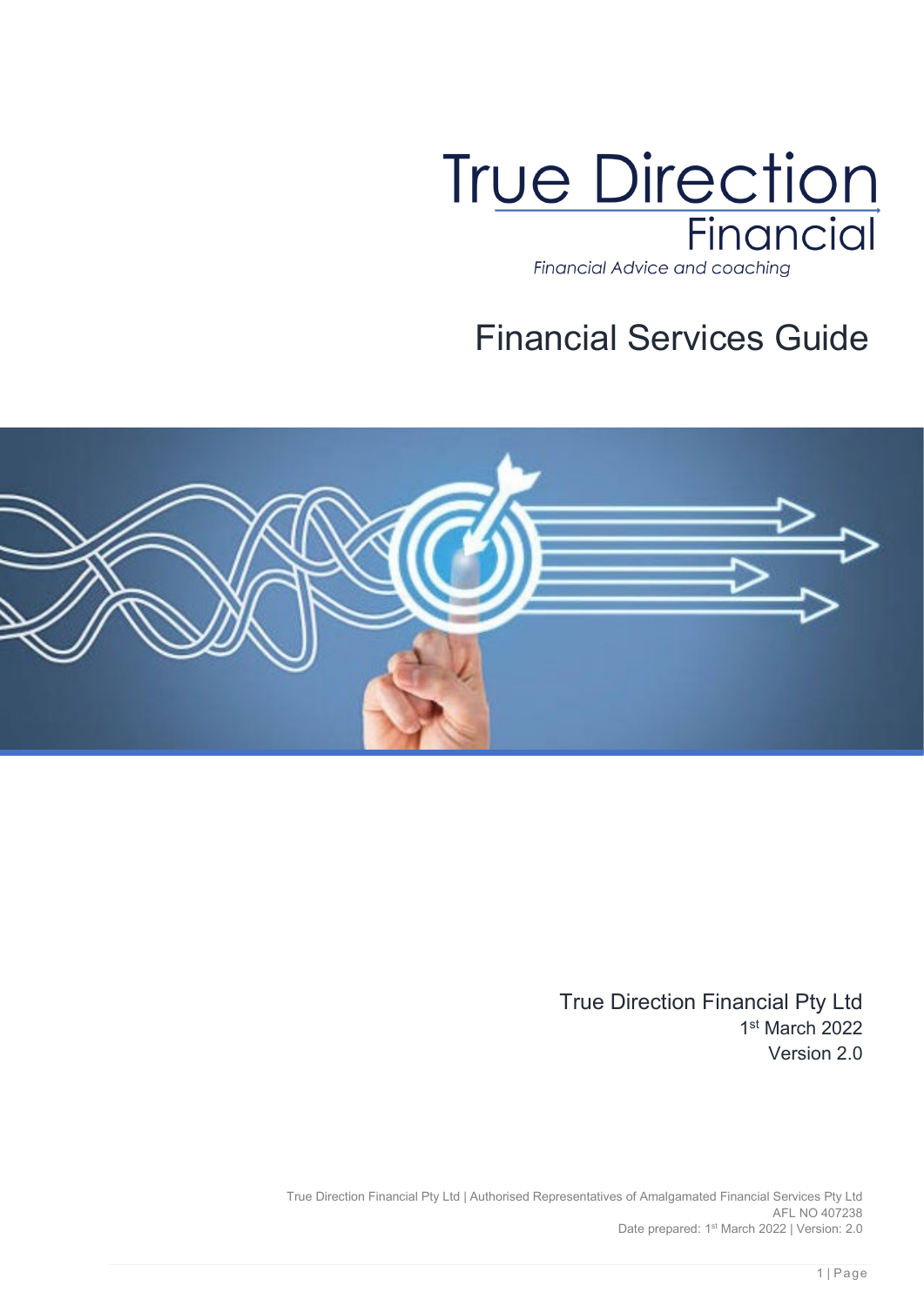True Direction Financial

*Financial Advice and coaching*

# Financial Services Guide

True Direction Financial Pty Ltd

1st March 2022

Version 2.0

True Direction Financial Pty Ltd | Authorised Representatives of Amalgamated Financial Services Pty Ltd

AFL NO 407238

Date prepared: 1st March 2022 | Version: 2.0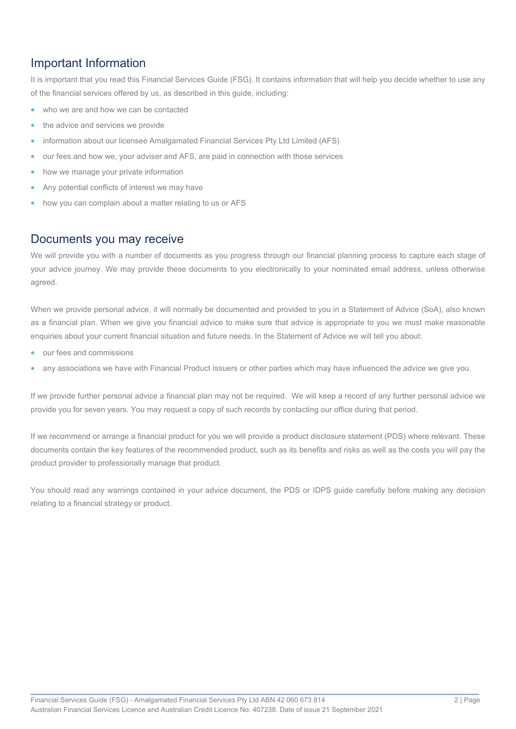## Important Information

It is important that you read this Financial Services Guide (FSG). It contains information that will help you decide whether to use any of the financial services offered by us, as described in this guide, including:

- who we are and how we can be contacted
- the advice and services we provide
- information about our licensee Amalgamated Financial Services Pty Ltd Limited (AFS)
- our fees and how we, your adviser and AFS, are paid in connection with those services
- how we manage your private information
- Any potential conflicts of interest we may have
- how you can complain about a matter relating to us or AFS

## Documents you may receive

We will provide you with a number of documents as you progress through our financial planning process to capture each stage of your advice journey. We may provide these documents to you electronically to your nominated email address, unless otherwise agreed.

When we provide personal advice, it will normally be documented and provided to you in a Statement of Advice (SoA), also known as a financial plan. When we give you financial advice to make sure that advice is appropriate to you we must make reasonable enquiries about your current financial situation and future needs. In the Statement of Advice we will tell you about:

- our fees and commissions
- any associations we have with Financial Product Issuers or other parties which may have influenced the advice we give you.

If we provide further personal advice a financial plan may not be required. We will keep a record of any further personal advice we provide you for seven years. You may request a copy of such records by contacting our office during that period.

If we recommend or arrange a financial product for you we will provide a product disclosure statement (PDS) where relevant. These documents contain the key features of the recommended product, such as its benefits and risks as well as the costs you will pay the product provider to professionally manage that product.

You should read any warnings contained in your advice document, the PDS or IDPS guide carefully before making any decision relating to a financial strategy or product.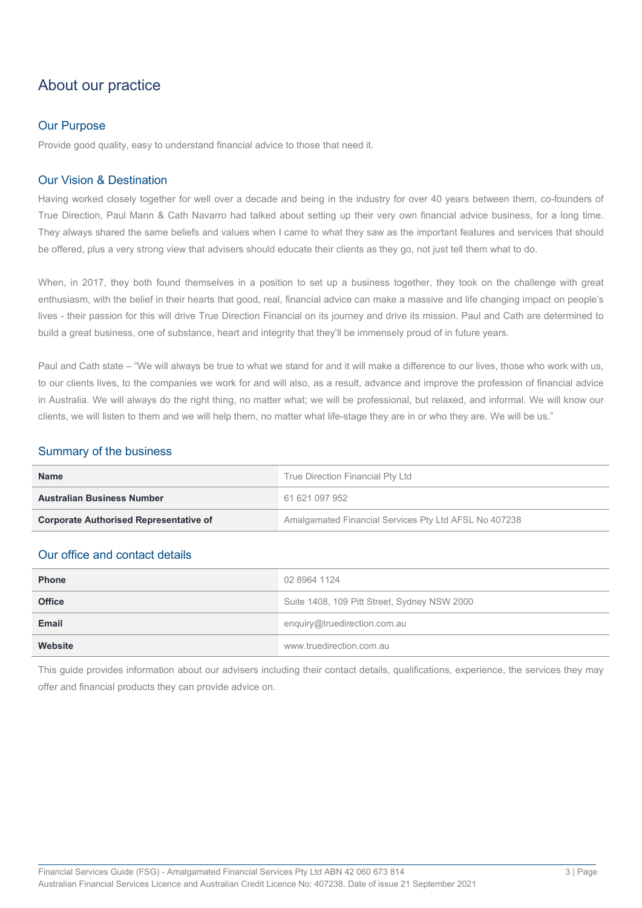# About our practice

## Our Purpose

Provide good quality, easy to understand financial advice to those that need it.

## Our Vision & Destination

Having worked closely together for well over a decade and being in the industry for over 40 years between them, co-founders of True Direction, Paul Mann & Cath Navarro had talked about setting up their very own financial advice business, for a long time. They always shared the same beliefs and values when I came to what they saw as the important features and services that should be offered, plus a very strong view that advisers should educate their clients as they go, not just tell them what to do.

When, in 2017, they both found themselves in a position to set up a business together, they took on the challenge with great enthusiasm, with the belief in their hearts that good, real, financial advice can make a massive and life changing impact on people's lives - their passion for this will drive True Direction Financial on its journey and drive its mission. Paul and Cath are determined to build a great business, one of substance, heart and integrity that they'll be immensely proud of in future years.

Paul and Cath state – "We will always be true to what we stand for and it will make a difference to our lives, those who work with us, to our clients lives, to the companies we work for and will also, as a result, advance and improve the profession of financial advice in Australia. We will always do the right thing, no matter what; we will be professional, but relaxed, and informal. We will know our clients, we will listen to them and we will help them, no matter what life-stage they are in or who they are. We will be us."

## Summary of the business

| | |
|---|---|
| **Name** | True Direction Financial Pty Ltd |
| **Australian Business Number** | 61 621 097 952 |
| **Corporate Authorised Representative of** | Amalgamated Financial Services Pty Ltd AFSL No 407238 |

## Our office and contact details

| | |
|---|---|
| **Phone** | 02 8964 1124 |
| **Office** | Suite 1408, 109 Pitt Street, Sydney NSW 2000 |
| **Email** | enquiry@truedirection.com.au |
| **Website** | www.truedirection.com.au |

This guide provides information about our advisers including their contact details, qualifications, experience, the services they may offer and financial products they can provide advice on.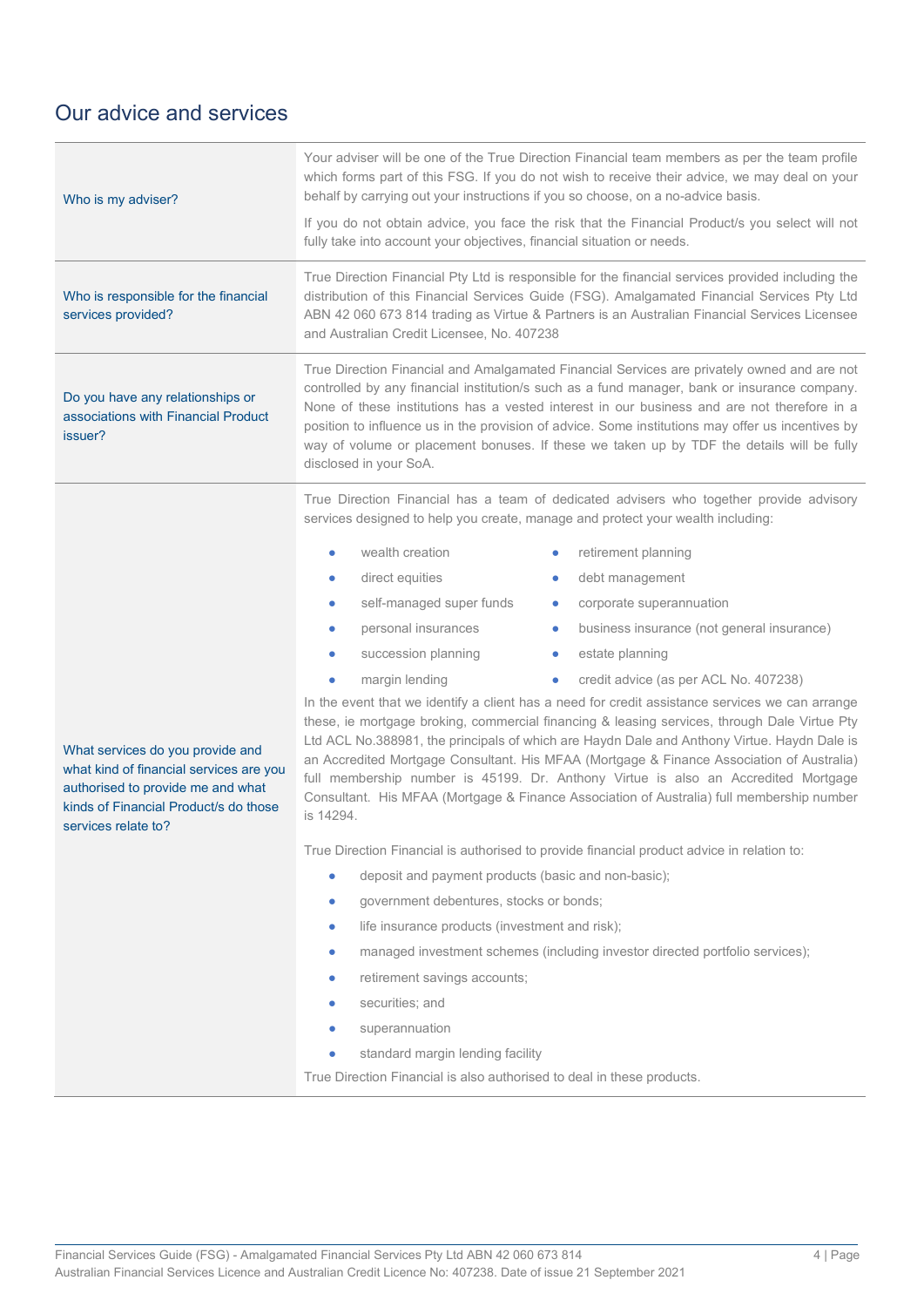## Our advice and services

**Who is my adviser?**

Your adviser will be one of the True Direction Financial team members as per the team profile which forms part of this FSG. If you do not wish to receive their advice, we may deal on your behalf by carrying out your instructions if you so choose, on a no-advice basis.

If you do not obtain advice, you face the risk that the Financial Product/s you select will not fully take into account your objectives, financial situation or needs.

**Who is responsible for the financial services provided?**

True Direction Financial Pty Ltd is responsible for the financial services provided including the distribution of this Financial Services Guide (FSG). Amalgamated Financial Services Pty Ltd ABN 42 060 673 814 trading as Virtue & Partners is an Australian Financial Services Licensee and Australian Credit Licensee, No. 407238

**Do you have any relationships or associations with Financial Product issuer?**

True Direction Financial and Amalgamated Financial Services are privately owned and are not controlled by any financial institution/s such as a fund manager, bank or insurance company. None of these institutions has a vested interest in our business and are not therefore in a position to influence us in the provision of advice. Some institutions may offer us incentives by way of volume or placement bonuses. If these we taken up by TDF the details will be fully disclosed in your SoA.

**What services do you provide and what kind of financial services are you authorised to provide me and what kinds of Financial Product/s do those services relate to?**

True Direction Financial has a team of dedicated advisers who together provide advisory services designed to help you create, manage and protect your wealth including:

- wealth creation
- direct equities
- self-managed super funds
- personal insurances
- succession planning
- margin lending
- retirement planning
- debt management
- corporate superannuation
- business insurance (not general insurance)
- estate planning
- credit advice (as per ACL No. 407238)

In the event that we identify a client has a need for credit assistance services we can arrange these, ie mortgage broking, commercial financing & leasing services, through Dale Virtue Pty Ltd ACL No.388981, the principals of which are Haydn Dale and Anthony Virtue. Haydn Dale is an Accredited Mortgage Consultant. His MFAA (Mortgage & Finance Association of Australia) full membership number is 45199. Dr. Anthony Virtue is also an Accredited Mortgage Consultant. His MFAA (Mortgage & Finance Association of Australia) full membership number is 14294.

True Direction Financial is authorised to provide financial product advice in relation to:

- deposit and payment products (basic and non-basic);
- government debentures, stocks or bonds;
- life insurance products (investment and risk);
- managed investment schemes (including investor directed portfolio services);
- retirement savings accounts;
- securities; and
- superannuation
- standard margin lending facility

True Direction Financial is also authorised to deal in these products.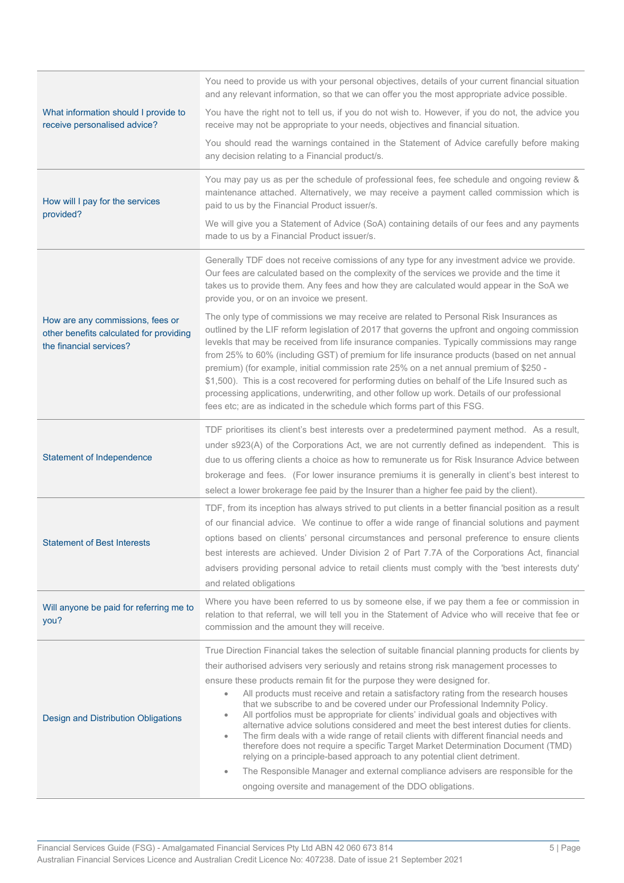| | |
|---|---|
| What information should I provide to receive personalised advice? | You need to provide us with your personal objectives, details of your current financial situation and any relevant information, so that we can offer you the most appropriate advice possible.<br><br>You have the right not to tell us, if you do not wish to. However, if you do not, the advice you receive may not be appropriate to your needs, objectives and financial situation.<br><br>You should read the warnings contained in the Statement of Advice carefully before making any decision relating to a Financial product/s. |
| How will I pay for the services provided? | You may pay us as per the schedule of professional fees, fee schedule and ongoing review & maintenance attached. Alternatively, we may receive a payment called commission which is paid to us by the Financial Product issuer/s.<br><br>We will give you a Statement of Advice (SoA) containing details of our fees and any payments made to us by a Financial Product issuer/s. |
| How are any commissions, fees or other benefits calculated for providing the financial services? | Generally TDF does not receive comissions of any type for any investment advice we provide. Our fees are calculated based on the complexity of the services we provide and the time it takes us to provide them. Any fees and how they are calculated would appear in the SoA we provide you, or on an invoice we present.<br><br>The only type of commissions we may receive are related to Personal Risk Insurances as outlined by the LIF reform legislation of 2017 that governs the upfront and ongoing commission levekls that may be received from life insurance companies. Typically commissions may range from 25% to 60% (including GST) of premium for life insurance products (based on net annual premium) (for example, initial commission rate 25% on a net annual premium of $250 - $1,500). This is a cost recovered for performing duties on behalf of the Life Insured such as processing applications, underwriting, and other follow up work. Details of our professional fees etc; are as indicated in the schedule which forms part of this FSG. |
| Statement of Independence | TDF prioritises its client's best interests over a predetermined payment method. As a result, under s923(A) of the Corporations Act, we are not currently defined as independent. This is due to us offering clients a choice as how to remunerate us for Risk Insurance Advice between brokerage and fees. (For lower insurance premiums it is generally in client's best interest to select a lower brokerage fee paid by the Insurer than a higher fee paid by the client). |
| Statement of Best Interests | TDF, from its inception has always strived to put clients in a better financial position as a result of our financial advice. We continue to offer a wide range of financial solutions and payment options based on clients' personal circumstances and personal preference to ensure clients best interests are achieved. Under Division 2 of Part 7.7A of the Corporations Act, financial advisers providing personal advice to retail clients must comply with the 'best interests duty' and related obligations |
| Will anyone be paid for referring me to you? | Where you have been referred to us by someone else, if we pay them a fee or commission in relation to that referral, we will tell you in the Statement of Advice who will receive that fee or commission and the amount they will receive. |
| Design and Distribution Obligations | True Direction Financial takes the selection of suitable financial planning products for clients by their authorised advisers very seriously and retains strong risk management processes to ensure these products remain fit for the purpose they were designed for.<br>• All products must receive and retain a satisfactory rating from the research houses that we subscribe to and be covered under our Professional Indemnity Policy.<br>• All portfolios must be appropriate for clients' individual goals and objectives with alternative advice solutions considered and meet the best interest duties for clients.<br>• The firm deals with a wide range of retail clients with different financial needs and therefore does not require a specific Target Market Determination Document (TMD) relying on a principle-based approach to any potential client detriment.<br>• The Responsible Manager and external compliance advisers are responsible for the ongoing oversite and management of the DDO obligations. |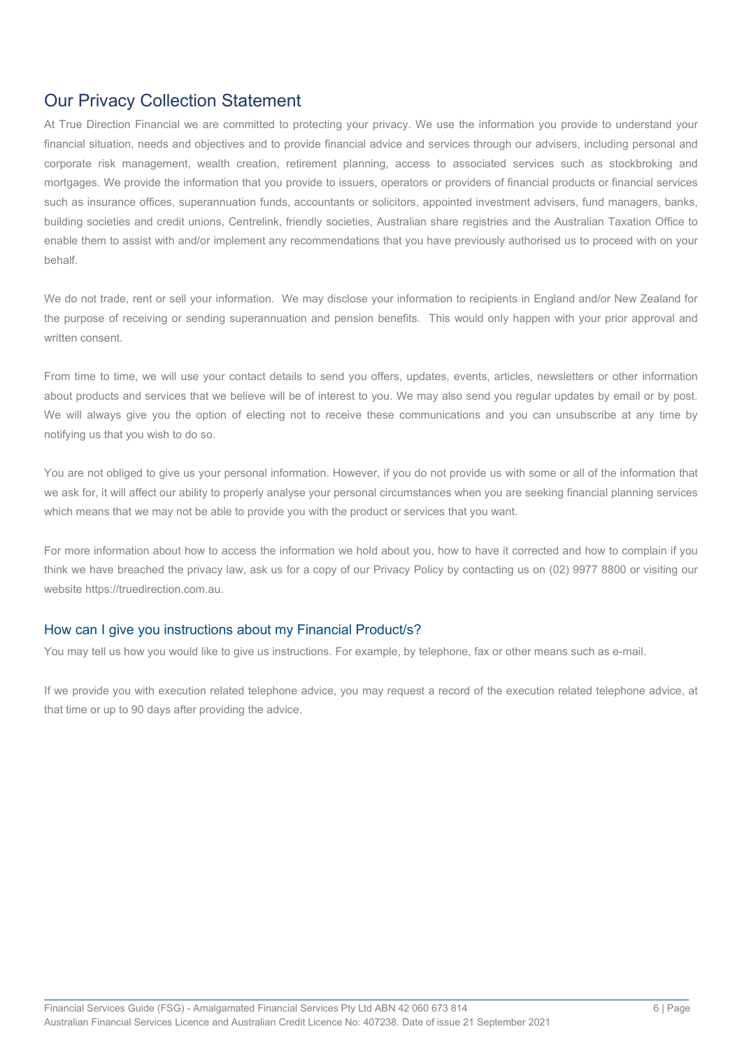## Our Privacy Collection Statement

At True Direction Financial we are committed to protecting your privacy. We use the information you provide to understand your financial situation, needs and objectives and to provide financial advice and services through our advisers, including personal and corporate risk management, wealth creation, retirement planning, access to associated services such as stockbroking and mortgages. We provide the information that you provide to issuers, operators or providers of financial products or financial services such as insurance offices, superannuation funds, accountants or solicitors, appointed investment advisers, fund managers, banks, building societies and credit unions, Centrelink, friendly societies, Australian share registries and the Australian Taxation Office to enable them to assist with and/or implement any recommendations that you have previously authorised us to proceed with on your behalf.

We do not trade, rent or sell your information. We may disclose your information to recipients in England and/or New Zealand for the purpose of receiving or sending superannuation and pension benefits. This would only happen with your prior approval and written consent.

From time to time, we will use your contact details to send you offers, updates, events, articles, newsletters or other information about products and services that we believe will be of interest to you. We may also send you regular updates by email or by post. We will always give you the option of electing not to receive these communications and you can unsubscribe at any time by notifying us that you wish to do so.

You are not obliged to give us your personal information. However, if you do not provide us with some or all of the information that we ask for, it will affect our ability to properly analyse your personal circumstances when you are seeking financial planning services which means that we may not be able to provide you with the product or services that you want.

For more information about how to access the information we hold about you, how to have it corrected and how to complain if you think we have breached the privacy law, ask us for a copy of our Privacy Policy by contacting us on (02) 9977 8800 or visiting our website https://truedirection.com.au.

### How can I give you instructions about my Financial Product/s?

You may tell us how you would like to give us instructions. For example, by telephone, fax or other means such as e-mail.

If we provide you with execution related telephone advice, you may request a record of the execution related telephone advice, at that time or up to 90 days after providing the advice.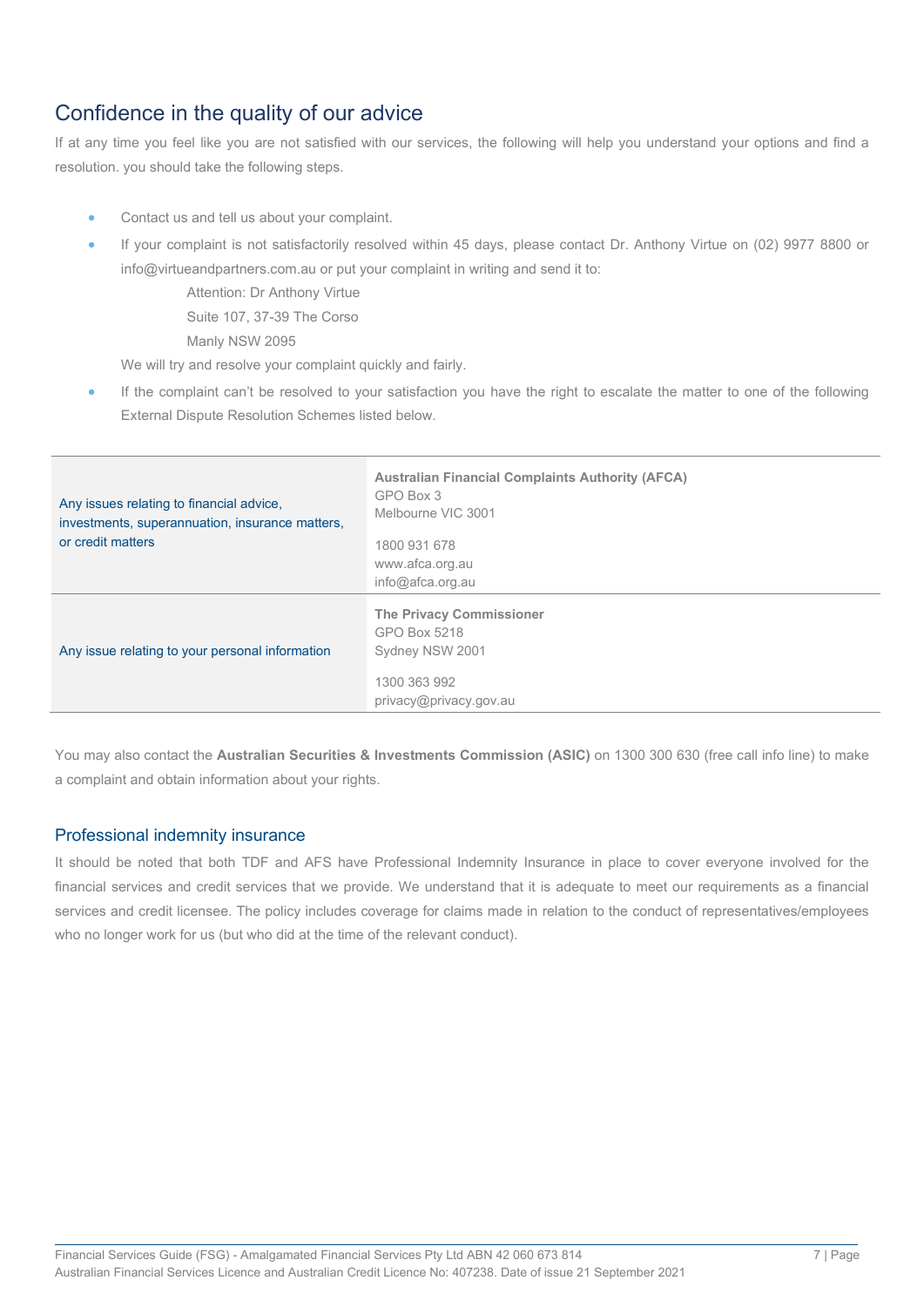# Confidence in the quality of our advice

If at any time you feel like you are not satisfied with our services, the following will help you understand your options and find a resolution. you should take the following steps.

- Contact us and tell us about your complaint.
- If your complaint is not satisfactorily resolved within 45 days, please contact Dr. Anthony Virtue on (02) 9977 8800 or info@virtueandpartners.com.au or put your complaint in writing and send it to:

  Attention: Dr Anthony Virtue
  Suite 107, 37-39 The Corso
  Manly NSW 2095

  We will try and resolve your complaint quickly and fairly.
- If the complaint can't be resolved to your satisfaction you have the right to escalate the matter to one of the following External Dispute Resolution Schemes listed below.

| | |
|---|---|
| Any issues relating to financial advice, investments, superannuation, insurance matters, or credit matters | **Australian Financial Complaints Authority (AFCA)**<br>GPO Box 3<br>Melbourne VIC 3001<br><br>1800 931 678<br>www.afca.org.au<br>info@afca.org.au |
| Any issue relating to your personal information | **The Privacy Commissioner**<br>GPO Box 5218<br>Sydney NSW 2001<br><br>1300 363 992<br>privacy@privacy.gov.au |

You may also contact the **Australian Securities & Investments Commission (ASIC)** on 1300 300 630 (free call info line) to make a complaint and obtain information about your rights.

## Professional indemnity insurance

It should be noted that both TDF and AFS have Professional Indemnity Insurance in place to cover everyone involved for the financial services and credit services that we provide. We understand that it is adequate to meet our requirements as a financial services and credit licensee. The policy includes coverage for claims made in relation to the conduct of representatives/employees who no longer work for us (but who did at the time of the relevant conduct).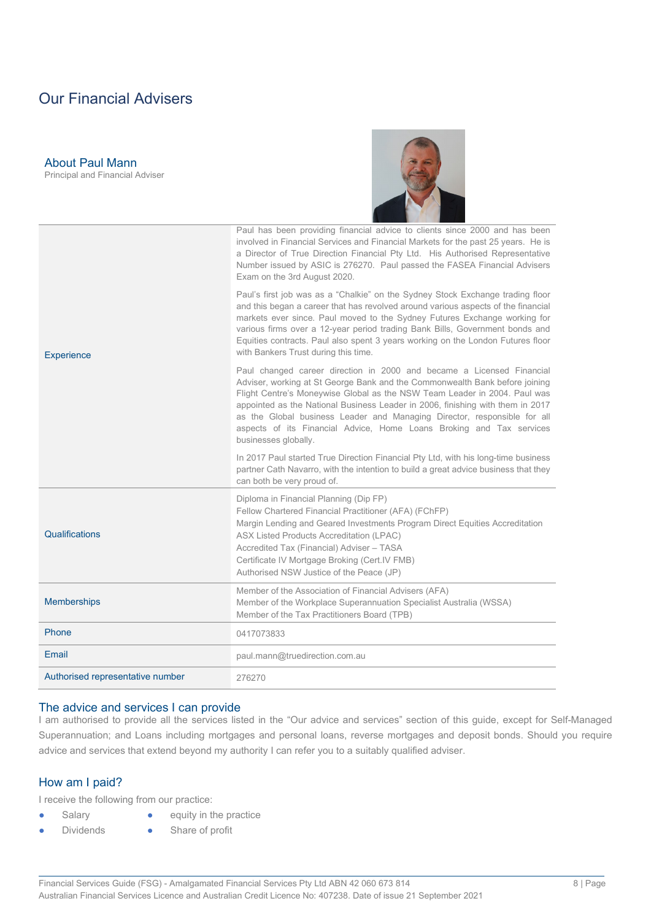# Our Financial Advisers

## About Paul Mann

Principal and Financial Adviser

| | |
|---|---|
| Experience | Paul has been providing financial advice to clients since 2000 and has been involved in Financial Services and Financial Markets for the past 25 years. He is a Director of True Direction Financial Pty Ltd. His Authorised Representative Number issued by ASIC is 276270. Paul passed the FASEA Financial Advisers Exam on the 3rd August 2020.<br><br>Paul's first job was as a "Chalkie" on the Sydney Stock Exchange trading floor and this began a career that has revolved around various aspects of the financial markets ever since. Paul moved to the Sydney Futures Exchange working for various firms over a 12-year period trading Bank Bills, Government bonds and Equities contracts. Paul also spent 3 years working on the London Futures floor with Bankers Trust during this time.<br><br>Paul changed career direction in 2000 and became a Licensed Financial Adviser, working at St George Bank and the Commonwealth Bank before joining Flight Centre's Moneywise Global as the NSW Team Leader in 2004. Paul was appointed as the National Business Leader in 2006, finishing with them in 2017 as the Global business Leader and Managing Director, responsible for all aspects of its Financial Advice, Home Loans Broking and Tax services businesses globally.<br><br>In 2017 Paul started True Direction Financial Pty Ltd, with his long-time business partner Cath Navarro, with the intention to build a great advice business that they can both be very proud of. |
| Qualifications | Diploma in Financial Planning (Dip FP)<br>Fellow Chartered Financial Practitioner (AFA) (FChFP)<br>Margin Lending and Geared Investments Program Direct Equities Accreditation<br>ASX Listed Products Accreditation (LPAC)<br>Accredited Tax (Financial) Adviser – TASA<br>Certificate IV Mortgage Broking (Cert.IV FMB)<br>Authorised NSW Justice of the Peace (JP) |
| Memberships | Member of the Association of Financial Advisers (AFA)<br>Member of the Workplace Superannuation Specialist Australia (WSSA)<br>Member of the Tax Practitioners Board (TPB) |
| Phone | 0417073833 |
| Email | paul.mann@truedirection.com.au |
| Authorised representative number | 276270 |

## The advice and services I can provide

I am authorised to provide all the services listed in the "Our advice and services" section of this guide, except for Self-Managed Superannuation; and Loans including mortgages and personal loans, reverse mortgages and deposit bonds. Should you require advice and services that extend beyond my authority I can refer you to a suitably qualified adviser.

## How am I paid?

I receive the following from our practice:

- Salary
- Dividends
- equity in the practice
- Share of profit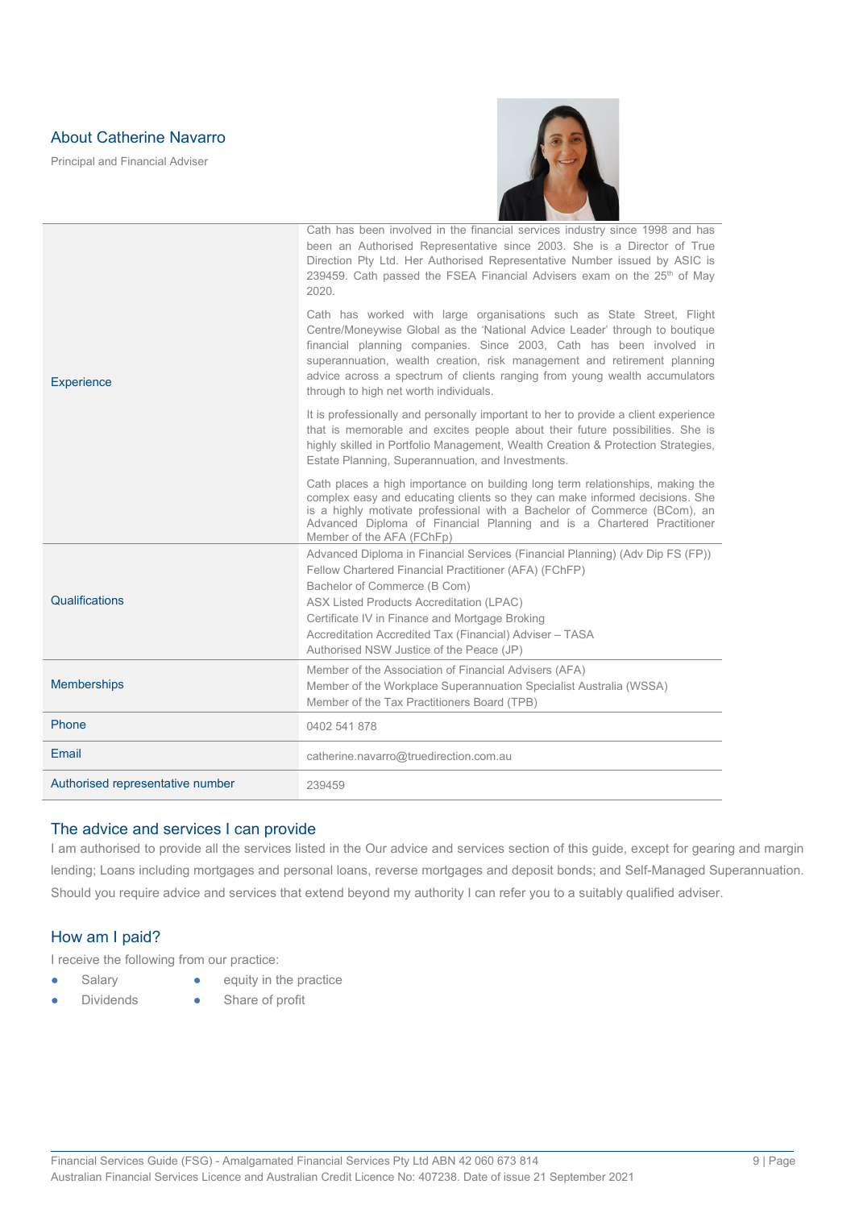## About Catherine Navarro

Principal and Financial Adviser

| | |
|---|---|
| Experience | Cath has been involved in the financial services industry since 1998 and has been an Authorised Representative since 2003. She is a Director of True Direction Pty Ltd. Her Authorised Representative Number issued by ASIC is 239459. Cath passed the FSEA Financial Advisers exam on the 25th of May 2020.<br><br>Cath has worked with large organisations such as State Street, Flight Centre/Moneywise Global as the 'National Advice Leader' through to boutique financial planning companies. Since 2003, Cath has been involved in superannuation, wealth creation, risk management and retirement planning advice across a spectrum of clients ranging from young wealth accumulators through to high net worth individuals.<br><br>It is professionally and personally important to her to provide a client experience that is memorable and excites people about their future possibilities. She is highly skilled in Portfolio Management, Wealth Creation & Protection Strategies, Estate Planning, Superannuation, and Investments.<br><br>Cath places a high importance on building long term relationships, making the complex easy and educating clients so they can make informed decisions. She is a highly motivate professional with a Bachelor of Commerce (BCom), an Advanced Diploma of Financial Planning and is a Chartered Practitioner Member of the AFA (FChFp) |
| Qualifications | Advanced Diploma in Financial Services (Financial Planning) (Adv Dip FS (FP))<br>Fellow Chartered Financial Practitioner (AFA) (FChFP)<br>Bachelor of Commerce (B Com)<br>ASX Listed Products Accreditation (LPAC)<br>Certificate IV in Finance and Mortgage Broking<br>Accreditation Accredited Tax (Financial) Adviser – TASA<br>Authorised NSW Justice of the Peace (JP) |
| Memberships | Member of the Association of Financial Advisers (AFA)<br>Member of the Workplace Superannuation Specialist Australia (WSSA)<br>Member of the Tax Practitioners Board (TPB) |
| Phone | 0402 541 878 |
| Email | catherine.navarro@truedirection.com.au |
| Authorised representative number | 239459 |

### The advice and services I can provide

I am authorised to provide all the services listed in the Our advice and services section of this guide, except for gearing and margin lending; Loans including mortgages and personal loans, reverse mortgages and deposit bonds; and Self-Managed Superannuation. Should you require advice and services that extend beyond my authority I can refer you to a suitably qualified adviser.

### How am I paid?

I receive the following from our practice:

- Salary
- Dividends
- equity in the practice
- Share of profit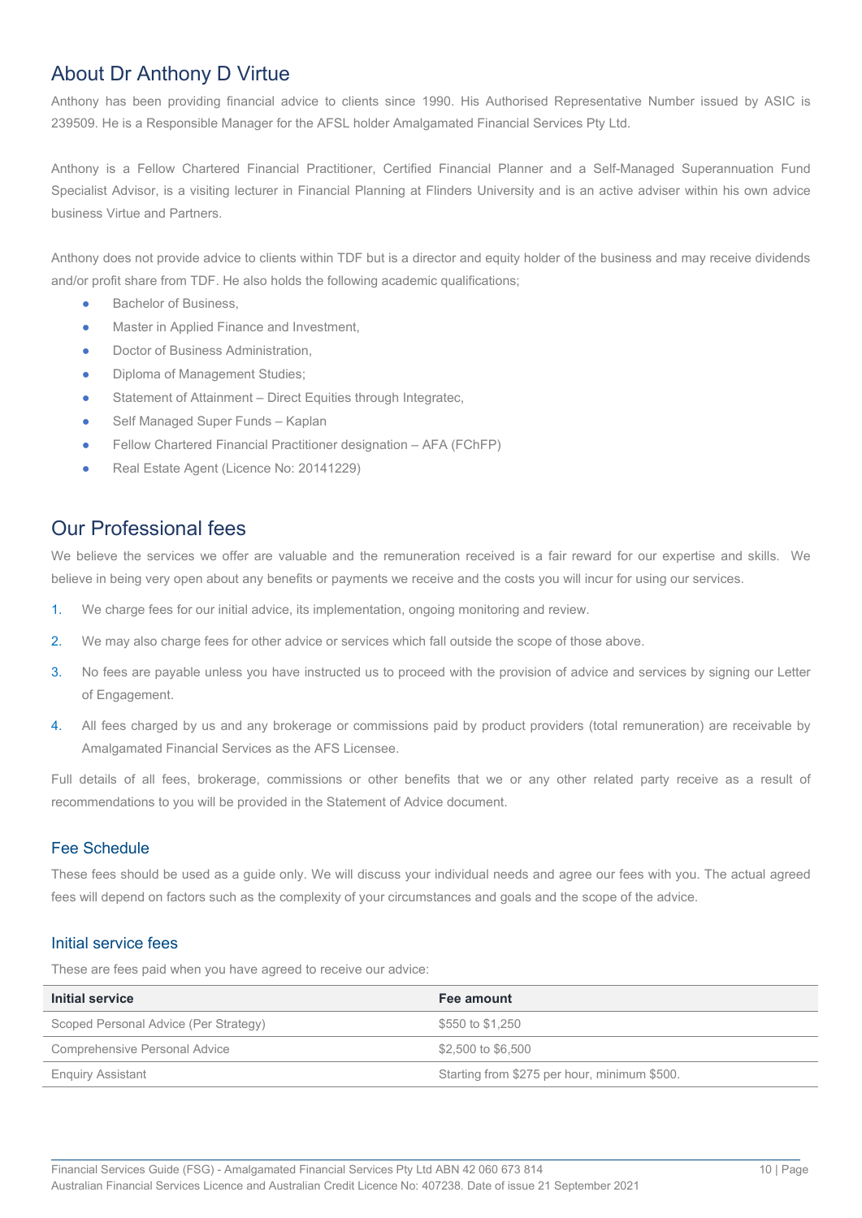## About Dr Anthony D Virtue

Anthony has been providing financial advice to clients since 1990. His Authorised Representative Number issued by ASIC is 239509. He is a Responsible Manager for the AFSL holder Amalgamated Financial Services Pty Ltd.

Anthony is a Fellow Chartered Financial Practitioner, Certified Financial Planner and a Self-Managed Superannuation Fund Specialist Advisor, is a visiting lecturer in Financial Planning at Flinders University and is an active adviser within his own advice business Virtue and Partners.

Anthony does not provide advice to clients within TDF but is a director and equity holder of the business and may receive dividends and/or profit share from TDF. He also holds the following academic qualifications;

- Bachelor of Business,
- Master in Applied Finance and Investment,
- Doctor of Business Administration,
- Diploma of Management Studies;
- Statement of Attainment – Direct Equities through Integratec,
- Self Managed Super Funds – Kaplan
- Fellow Chartered Financial Practitioner designation – AFA (FChFP)
- Real Estate Agent (Licence No: 20141229)

## Our Professional fees

We believe the services we offer are valuable and the remuneration received is a fair reward for our expertise and skills. We believe in being very open about any benefits or payments we receive and the costs you will incur for using our services.

1. We charge fees for our initial advice, its implementation, ongoing monitoring and review.
2. We may also charge fees for other advice or services which fall outside the scope of those above.
3. No fees are payable unless you have instructed us to proceed with the provision of advice and services by signing our Letter of Engagement.
4. All fees charged by us and any brokerage or commissions paid by product providers (total remuneration) are receivable by Amalgamated Financial Services as the AFS Licensee.

Full details of all fees, brokerage, commissions or other benefits that we or any other related party receive as a result of recommendations to you will be provided in the Statement of Advice document.

### Fee Schedule

These fees should be used as a guide only. We will discuss your individual needs and agree our fees with you. The actual agreed fees will depend on factors such as the complexity of your circumstances and goals and the scope of the advice.

### Initial service fees

These are fees paid when you have agreed to receive our advice:

| Initial service | Fee amount |
|---|---|
| Scoped Personal Advice (Per Strategy) | $550 to $1,250 |
| Comprehensive Personal Advice | $2,500 to $6,500 |
| Enquiry Assistant | Starting from $275 per hour, minimum $500. |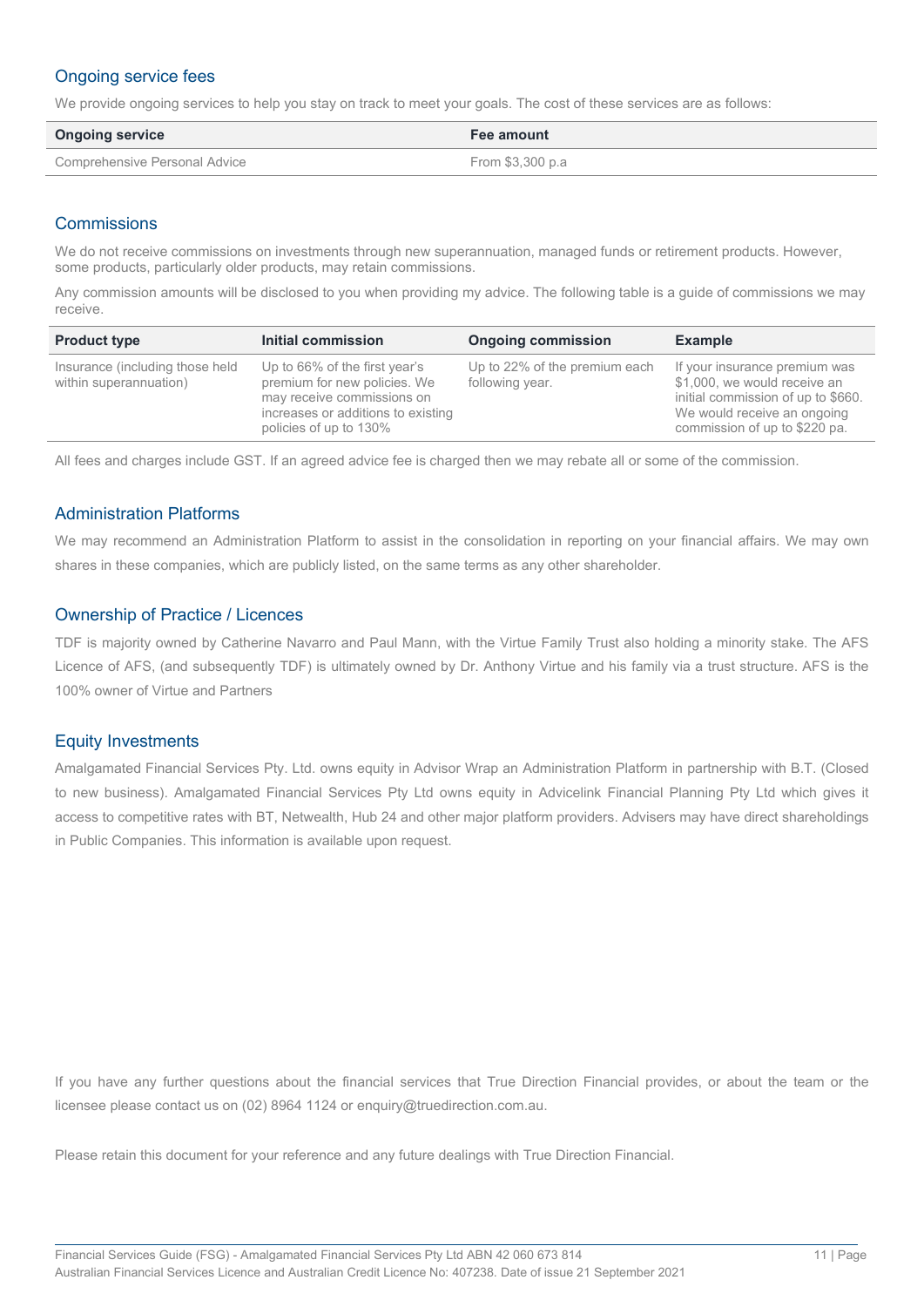## Ongoing service fees

We provide ongoing services to help you stay on track to meet your goals. The cost of these services are as follows:

| Ongoing service | Fee amount |
|---|---|
| Comprehensive Personal Advice | From $3,300 p.a |

## Commissions

We do not receive commissions on investments through new superannuation, managed funds or retirement products. However, some products, particularly older products, may retain commissions.

Any commission amounts will be disclosed to you when providing my advice. The following table is a guide of commissions we may receive.

| Product type | Initial commission | Ongoing commission | Example |
|---|---|---|---|
| Insurance (including those held within superannuation) | Up to 66% of the first year's premium for new policies. We may receive commissions on increases or additions to existing policies of up to 130% | Up to 22% of the premium each following year. | If your insurance premium was $1,000, we would receive an initial commission of up to $660. We would receive an ongoing commission of up to $220 pa. |

All fees and charges include GST. If an agreed advice fee is charged then we may rebate all or some of the commission.

## Administration Platforms

We may recommend an Administration Platform to assist in the consolidation in reporting on your financial affairs. We may own shares in these companies, which are publicly listed, on the same terms as any other shareholder.

## Ownership of Practice / Licences

TDF is majority owned by Catherine Navarro and Paul Mann, with the Virtue Family Trust also holding a minority stake. The AFS Licence of AFS, (and subsequently TDF) is ultimately owned by Dr. Anthony Virtue and his family via a trust structure. AFS is the 100% owner of Virtue and Partners

## Equity Investments

Amalgamated Financial Services Pty. Ltd. owns equity in Advisor Wrap an Administration Platform in partnership with B.T. (Closed to new business). Amalgamated Financial Services Pty Ltd owns equity in Advicelink Financial Planning Pty Ltd which gives it access to competitive rates with BT, Netwealth, Hub 24 and other major platform providers. Advisers may have direct shareholdings in Public Companies. This information is available upon request.

If you have any further questions about the financial services that True Direction Financial provides, or about the team or the licensee please contact us on (02) 8964 1124 or enquiry@truedirection.com.au.

Please retain this document for your reference and any future dealings with True Direction Financial.